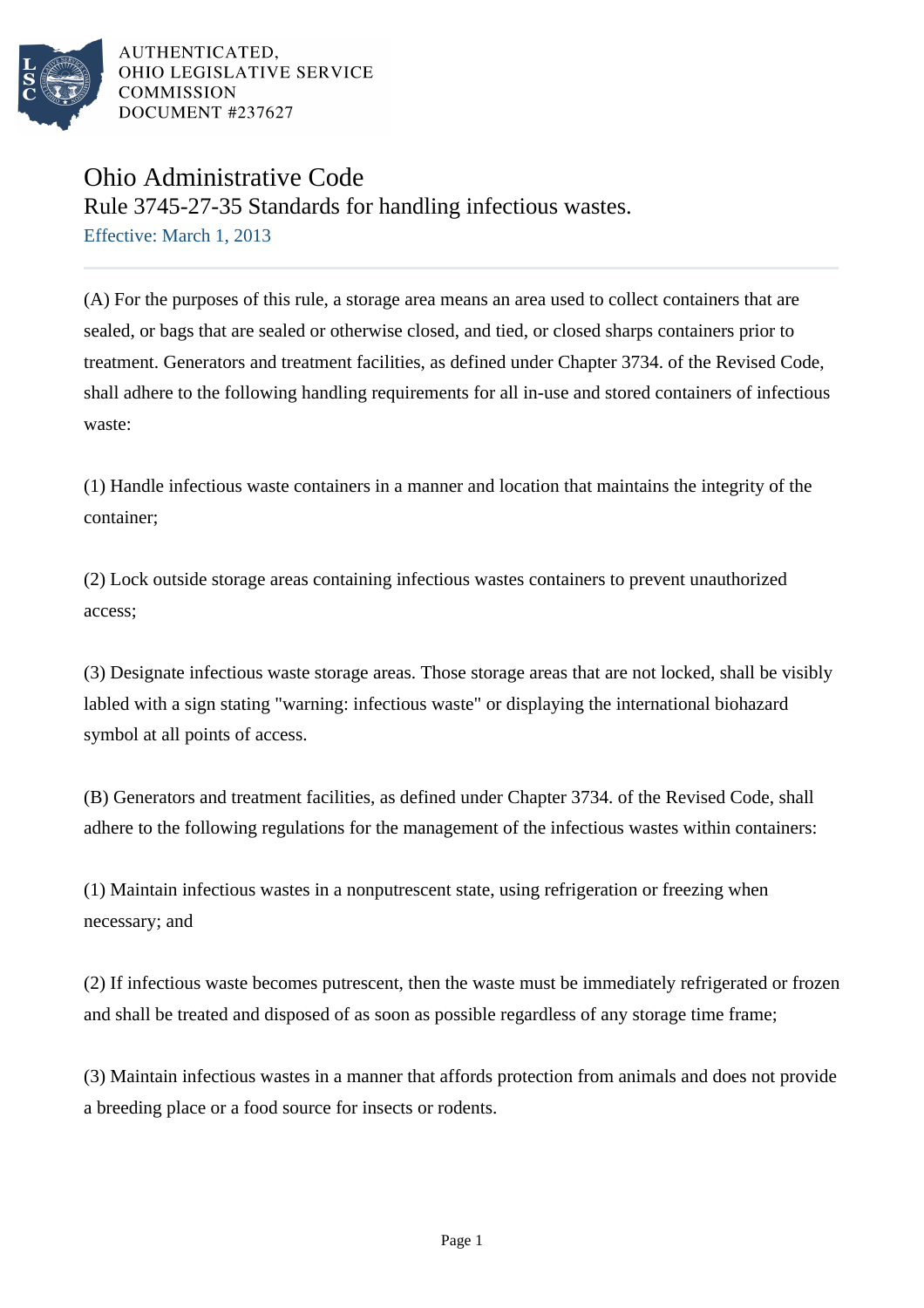AUTHENTICATED,
OHIO LEGISLATIVE SERVICE
COMMISSION
DOCUMENT #237627

# Ohio Administrative Code

## Rule 3745-27-35 Standards for handling infectious wastes.

Effective: March 1, 2013

---

(A) For the purposes of this rule, a storage area means an area used to collect containers that are sealed, or bags that are sealed or otherwise closed, and tied, or closed sharps containers prior to treatment. Generators and treatment facilities, as defined under Chapter 3734. of the Revised Code, shall adhere to the following handling requirements for all in-use and stored containers of infectious waste:

(1) Handle infectious waste containers in a manner and location that maintains the integrity of the container;

(2) Lock outside storage areas containing infectious wastes containers to prevent unauthorized access;

(3) Designate infectious waste storage areas. Those storage areas that are not locked, shall be visibly labled with a sign stating "warning: infectious waste" or displaying the international biohazard symbol at all points of access.

(B) Generators and treatment facilities, as defined under Chapter 3734. of the Revised Code, shall adhere to the following regulations for the management of the infectious wastes within containers:

(1) Maintain infectious wastes in a nonputrescent state, using refrigeration or freezing when necessary; and

(2) If infectious waste becomes putrescent, then the waste must be immediately refrigerated or frozen and shall be treated and disposed of as soon as possible regardless of any storage time frame;

(3) Maintain infectious wastes in a manner that affords protection from animals and does not provide a breeding place or a food source for insects or rodents.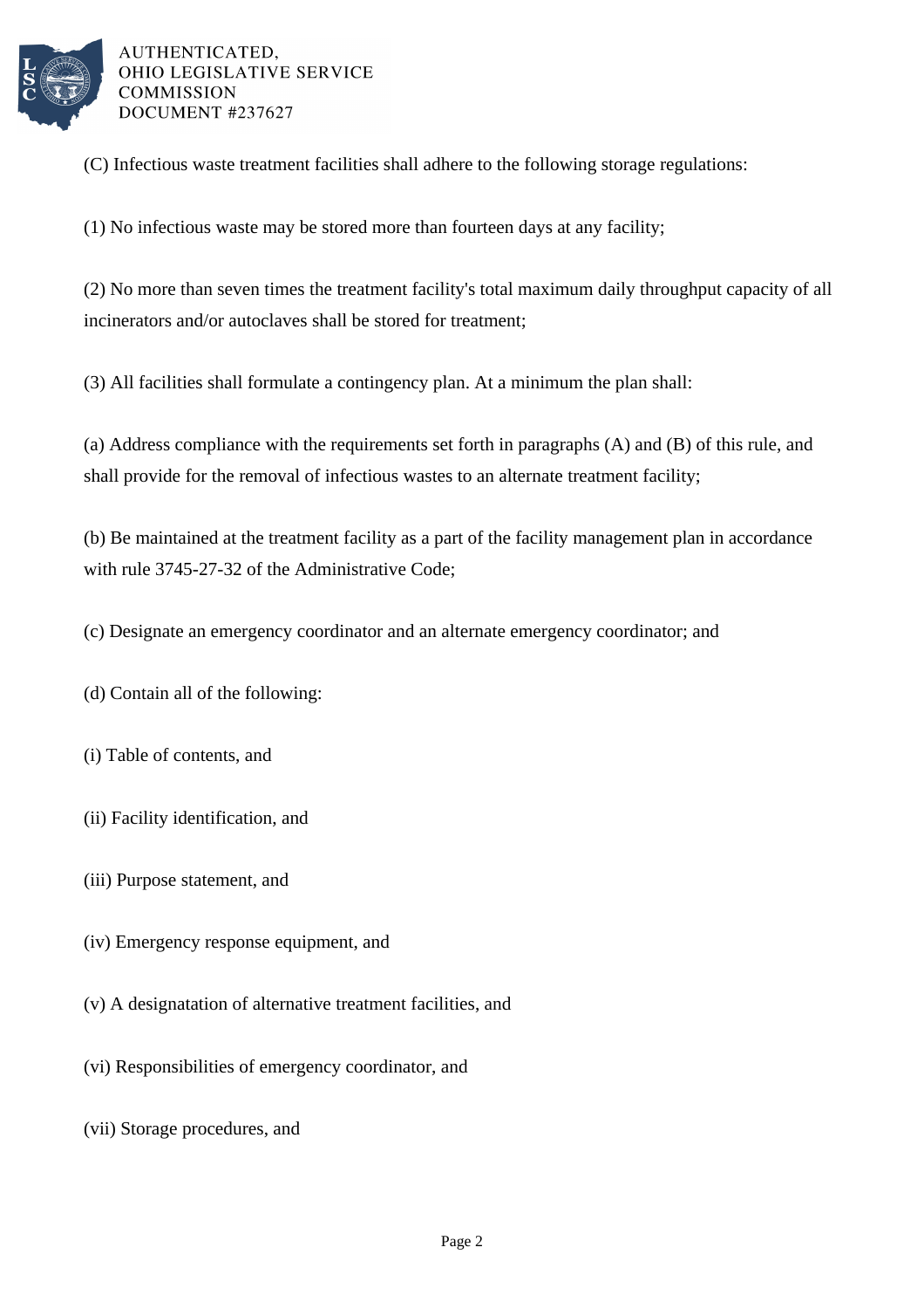(C) Infectious waste treatment facilities shall adhere to the following storage regulations:

(1) No infectious waste may be stored more than fourteen days at any facility;

(2) No more than seven times the treatment facility's total maximum daily throughput capacity of all incinerators and/or autoclaves shall be stored for treatment;

(3) All facilities shall formulate a contingency plan. At a minimum the plan shall:

(a) Address compliance with the requirements set forth in paragraphs (A) and (B) of this rule, and shall provide for the removal of infectious wastes to an alternate treatment facility;

(b) Be maintained at the treatment facility as a part of the facility management plan in accordance with rule 3745-27-32 of the Administrative Code;

(c) Designate an emergency coordinator and an alternate emergency coordinator; and

(d) Contain all of the following:

(i) Table of contents, and

(ii) Facility identification, and

(iii) Purpose statement, and

(iv) Emergency response equipment, and

(v) A designatation of alternative treatment facilities, and

(vi) Responsibilities of emergency coordinator, and

(vii) Storage procedures, and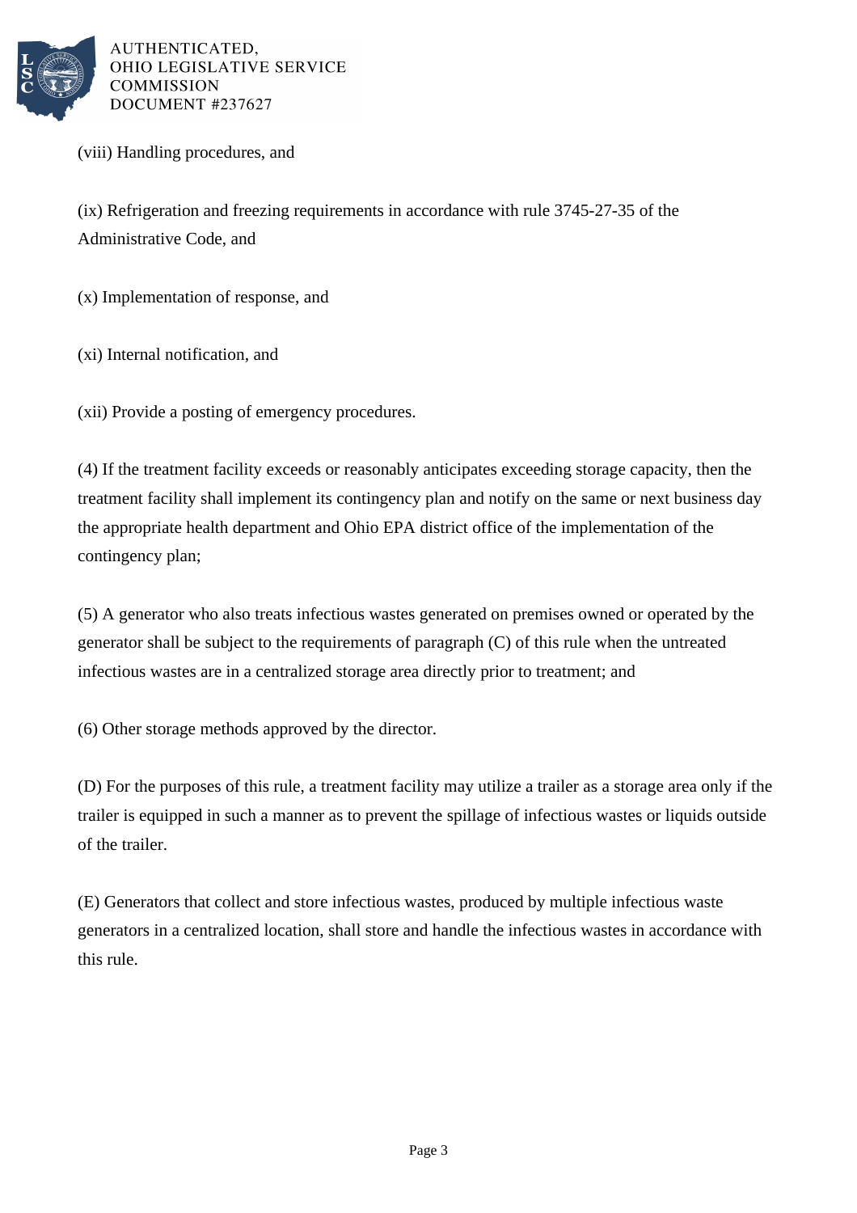(viii) Handling procedures, and

(ix) Refrigeration and freezing requirements in accordance with rule 3745-27-35 of the Administrative Code, and

(x) Implementation of response, and

(xi) Internal notification, and

(xii) Provide a posting of emergency procedures.

(4) If the treatment facility exceeds or reasonably anticipates exceeding storage capacity, then the treatment facility shall implement its contingency plan and notify on the same or next business day the appropriate health department and Ohio EPA district office of the implementation of the contingency plan;

(5) A generator who also treats infectious wastes generated on premises owned or operated by the generator shall be subject to the requirements of paragraph (C) of this rule when the untreated infectious wastes are in a centralized storage area directly prior to treatment; and

(6) Other storage methods approved by the director.

(D) For the purposes of this rule, a treatment facility may utilize a trailer as a storage area only if the trailer is equipped in such a manner as to prevent the spillage of infectious wastes or liquids outside of the trailer.

(E) Generators that collect and store infectious wastes, produced by multiple infectious waste generators in a centralized location, shall store and handle the infectious wastes in accordance with this rule.